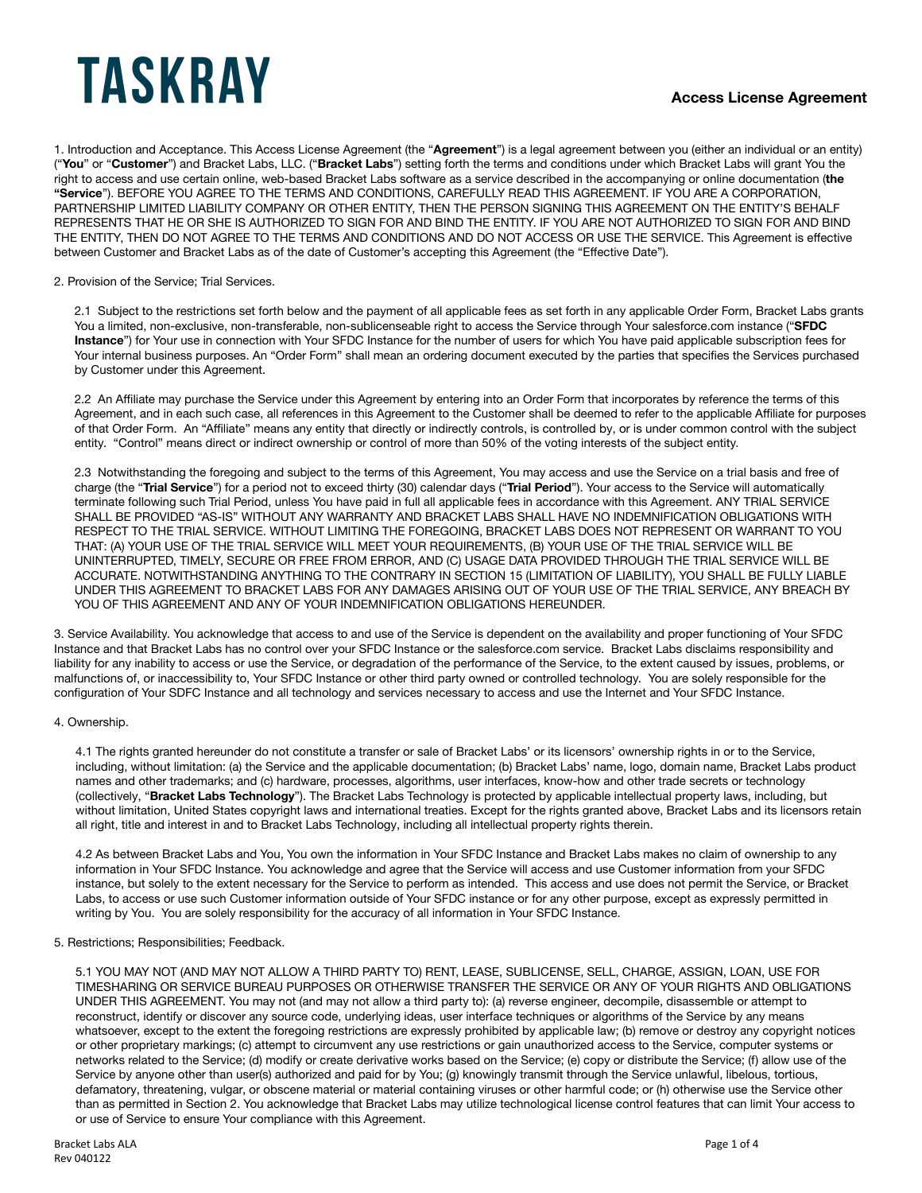# TASKRAY

**Access License Agreement**

1. Introduction and Acceptance. This Access License Agreement (the "**Agreement**") is a legal agreement between you (either an individual or an entity) ("**You**" or "**Customer**") and Bracket Labs, LLC. ("**Bracket Labs**") setting forth the terms and conditions under which Bracket Labs will grant You the right to access and use certain online, web-based Bracket Labs software as a service described in the accompanying or online documentation (**the "Service**"). BEFORE YOU AGREE TO THE TERMS AND CONDITIONS, CAREFULLY READ THIS AGREEMENT. IF YOU ARE A CORPORATION, PARTNERSHIP LIMITED LIABILITY COMPANY OR OTHER ENTITY, THEN THE PERSON SIGNING THIS AGREEMENT ON THE ENTITY'S BEHALF REPRESENTS THAT HE OR SHE IS AUTHORIZED TO SIGN FOR AND BIND THE ENTITY. IF YOU ARE NOT AUTHORIZED TO SIGN FOR AND BIND THE ENTITY, THEN DO NOT AGREE TO THE TERMS AND CONDITIONS AND DO NOT ACCESS OR USE THE SERVICE. This Agreement is effective between Customer and Bracket Labs as of the date of Customer's accepting this Agreement (the "Effective Date").

2. Provision of the Service; Trial Services.

2.1 Subject to the restrictions set forth below and the payment of all applicable fees as set forth in any applicable Order Form, Bracket Labs grants You a limited, non-exclusive, non-transferable, non-sublicenseable right to access the Service through Your salesforce.com instance ("**SFDC Instance**") for Your use in connection with Your SFDC Instance for the number of users for which You have paid applicable subscription fees for Your internal business purposes. An "Order Form" shall mean an ordering document executed by the parties that specifies the Services purchased by Customer under this Agreement.

2.2 An Affiliate may purchase the Service under this Agreement by entering into an Order Form that incorporates by reference the terms of this Agreement, and in each such case, all references in this Agreement to the Customer shall be deemed to refer to the applicable Affiliate for purposes of that Order Form. An "Affiliate" means any entity that directly or indirectly controls, is controlled by, or is under common control with the subject entity. "Control" means direct or indirect ownership or control of more than 50% of the voting interests of the subject entity.

2.3 Notwithstanding the foregoing and subject to the terms of this Agreement, You may access and use the Service on a trial basis and free of charge (the "**Trial Service**") for a period not to exceed thirty (30) calendar days ("**Trial Period**"). Your access to the Service will automatically terminate following such Trial Period, unless You have paid in full all applicable fees in accordance with this Agreement. ANY TRIAL SERVICE SHALL BE PROVIDED "AS-IS" WITHOUT ANY WARRANTY AND BRACKET LABS SHALL HAVE NO INDEMNIFICATION OBLIGATIONS WITH RESPECT TO THE TRIAL SERVICE. WITHOUT LIMITING THE FOREGOING, BRACKET LABS DOES NOT REPRESENT OR WARRANT TO YOU THAT: (A) YOUR USE OF THE TRIAL SERVICE WILL MEET YOUR REQUIREMENTS, (B) YOUR USE OF THE TRIAL SERVICE WILL BE UNINTERRUPTED, TIMELY, SECURE OR FREE FROM ERROR, AND (C) USAGE DATA PROVIDED THROUGH THE TRIAL SERVICE WILL BE ACCURATE. NOTWITHSTANDING ANYTHING TO THE CONTRARY IN SECTION 15 (LIMITATION OF LIABILITY), YOU SHALL BE FULLY LIABLE UNDER THIS AGREEMENT TO BRACKET LABS FOR ANY DAMAGES ARISING OUT OF YOUR USE OF THE TRIAL SERVICE, ANY BREACH BY YOU OF THIS AGREEMENT AND ANY OF YOUR INDEMNIFICATION OBLIGATIONS HEREUNDER.

3. Service Availability. You acknowledge that access to and use of the Service is dependent on the availability and proper functioning of Your SFDC Instance and that Bracket Labs has no control over your SFDC Instance or the salesforce.com service. Bracket Labs disclaims responsibility and liability for any inability to access or use the Service, or degradation of the performance of the Service, to the extent caused by issues, problems, or malfunctions of, or inaccessibility to, Your SFDC Instance or other third party owned or controlled technology. You are solely responsible for the configuration of Your SDFC Instance and all technology and services necessary to access and use the Internet and Your SFDC Instance.

4. Ownership.

4.1 The rights granted hereunder do not constitute a transfer or sale of Bracket Labs' or its licensors' ownership rights in or to the Service, including, without limitation: (a) the Service and the applicable documentation; (b) Bracket Labs' name, logo, domain name, Bracket Labs product names and other trademarks; and (c) hardware, processes, algorithms, user interfaces, know-how and other trade secrets or technology (collectively, "**Bracket Labs Technology**"). The Bracket Labs Technology is protected by applicable intellectual property laws, including, but without limitation, United States copyright laws and international treaties. Except for the rights granted above, Bracket Labs and its licensors retain all right, title and interest in and to Bracket Labs Technology, including all intellectual property rights therein.

4.2 As between Bracket Labs and You, You own the information in Your SFDC Instance and Bracket Labs makes no claim of ownership to any information in Your SFDC Instance. You acknowledge and agree that the Service will access and use Customer information from your SFDC instance, but solely to the extent necessary for the Service to perform as intended. This access and use does not permit the Service, or Bracket Labs, to access or use such Customer information outside of Your SFDC instance or for any other purpose, except as expressly permitted in writing by You. You are solely responsibility for the accuracy of all information in Your SFDC Instance.

5. Restrictions; Responsibilities; Feedback.

5.1 YOU MAY NOT (AND MAY NOT ALLOW A THIRD PARTY TO) RENT, LEASE, SUBLICENSE, SELL, CHARGE, ASSIGN, LOAN, USE FOR TIMESHARING OR SERVICE BUREAU PURPOSES OR OTHERWISE TRANSFER THE SERVICE OR ANY OF YOUR RIGHTS AND OBLIGATIONS UNDER THIS AGREEMENT. You may not (and may not allow a third party to): (a) reverse engineer, decompile, disassemble or attempt to reconstruct, identify or discover any source code, underlying ideas, user interface techniques or algorithms of the Service by any means whatsoever, except to the extent the foregoing restrictions are expressly prohibited by applicable law; (b) remove or destroy any copyright notices or other proprietary markings; (c) attempt to circumvent any use restrictions or gain unauthorized access to the Service, computer systems or networks related to the Service; (d) modify or create derivative works based on the Service; (e) copy or distribute the Service; (f) allow use of the Service by anyone other than user(s) authorized and paid for by You; (g) knowingly transmit through the Service unlawful, libelous, tortious, defamatory, threatening, vulgar, or obscene material or material containing viruses or other harmful code; or (h) otherwise use the Service other than as permitted in Section 2. You acknowledge that Bracket Labs may utilize technological license control features that can limit Your access to or use of Service to ensure Your compliance with this Agreement.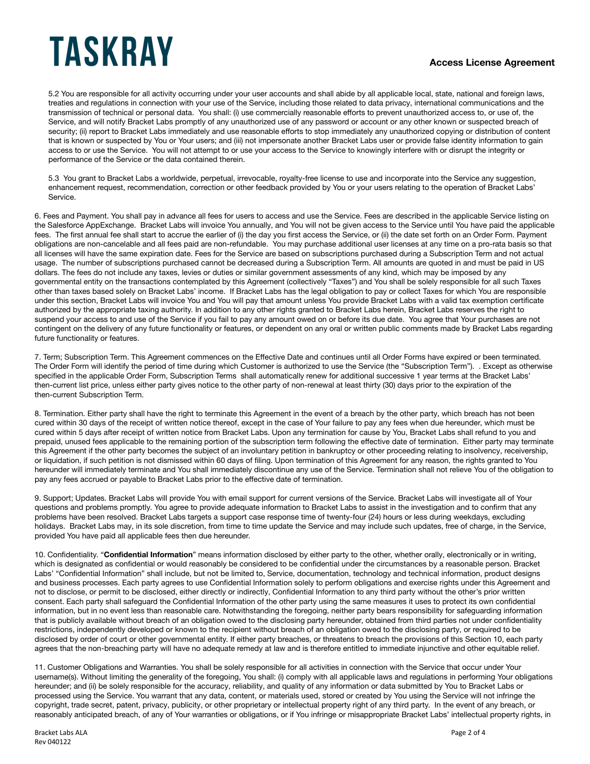5.2 You are responsible for all activity occurring under your user accounts and shall abide by all applicable local, state, national and foreign laws, treaties and regulations in connection with your use of the Service, including those related to data privacy, international communications and the transmission of technical or personal data. You shall: (i) use commercially reasonable efforts to prevent unauthorized access to, or use of, the Service, and will notify Bracket Labs promptly of any unauthorized use of any password or account or any other known or suspected breach of security; (ii) report to Bracket Labs immediately and use reasonable efforts to stop immediately any unauthorized copying or distribution of content that is known or suspected by You or Your users; and (iii) not impersonate another Bracket Labs user or provide false identity information to gain access to or use the Service. You will not attempt to or use your access to the Service to knowingly interfere with or disrupt the integrity or performance of the Service or the data contained therein.

5.3 You grant to Bracket Labs a worldwide, perpetual, irrevocable, royalty-free license to use and incorporate into the Service any suggestion, enhancement request, recommendation, correction or other feedback provided by You or your users relating to the operation of Bracket Labs' Service.

6. Fees and Payment. You shall pay in advance all fees for users to access and use the Service. Fees are described in the applicable Service listing on the Salesforce AppExchange. Bracket Labs will invoice You annually, and You will not be given access to the Service until You have paid the applicable fees. The first annual fee shall start to accrue the earlier of (i) the day you first access the Service, or (ii) the date set forth on an Order Form. Payment obligations are non-cancelable and all fees paid are non-refundable. You may purchase additional user licenses at any time on a pro-rata basis so that all licenses will have the same expiration date. Fees for the Service are based on subscriptions purchased during a Subscription Term and not actual usage. The number of subscriptions purchased cannot be decreased during a Subscription Term. All amounts are quoted in and must be paid in US dollars. The fees do not include any taxes, levies or duties or similar government assessments of any kind, which may be imposed by any governmental entity on the transactions contemplated by this Agreement (collectively "Taxes") and You shall be solely responsible for all such Taxes other than taxes based solely on Bracket Labs' income. If Bracket Labs has the legal obligation to pay or collect Taxes for which You are responsible under this section, Bracket Labs will invoice You and You will pay that amount unless You provide Bracket Labs with a valid tax exemption certificate authorized by the appropriate taxing authority. In addition to any other rights granted to Bracket Labs herein, Bracket Labs reserves the right to suspend your access to and use of the Service if you fail to pay any amount owed on or before its due date. You agree that Your purchases are not contingent on the delivery of any future functionality or features, or dependent on any oral or written public comments made by Bracket Labs regarding future functionality or features.

7. Term; Subscription Term. This Agreement commences on the Effective Date and continues until all Order Forms have expired or been terminated. The Order Form will identify the period of time during which Customer is authorized to use the Service (the "Subscription Term"). . Except as otherwise specified in the applicable Order Form, Subscription Terms shall automatically renew for additional successive 1 year terms at the Bracket Labs' then-current list price, unless either party gives notice to the other party of non-renewal at least thirty (30) days prior to the expiration of the then-current Subscription Term.

8. Termination. Either party shall have the right to terminate this Agreement in the event of a breach by the other party, which breach has not been cured within 30 days of the receipt of written notice thereof, except in the case of Your failure to pay any fees when due hereunder, which must be cured within 5 days after receipt of written notice from Bracket Labs. Upon any termination for cause by You, Bracket Labs shall refund to you and prepaid, unused fees applicable to the remaining portion of the subscription term following the effective date of termination. Either party may terminate this Agreement if the other party becomes the subject of an involuntary petition in bankruptcy or other proceeding relating to insolvency, receivership, or liquidation, if such petition is not dismissed within 60 days of filing. Upon termination of this Agreement for any reason, the rights granted to You hereunder will immediately terminate and You shall immediately discontinue any use of the Service. Termination shall not relieve You of the obligation to pay any fees accrued or payable to Bracket Labs prior to the effective date of termination.

9. Support; Updates. Bracket Labs will provide You with email support for current versions of the Service. Bracket Labs will investigate all of Your questions and problems promptly. You agree to provide adequate information to Bracket Labs to assist in the investigation and to confirm that any problems have been resolved. Bracket Labs targets a support case response time of twenty-four (24) hours or less during weekdays, excluding holidays. Bracket Labs may, in its sole discretion, from time to time update the Service and may include such updates, free of charge, in the Service, provided You have paid all applicable fees then due hereunder.

10. Confidentiality. "**Confidential Information**" means information disclosed by either party to the other, whether orally, electronically or in writing, which is designated as confidential or would reasonably be considered to be confidential under the circumstances by a reasonable person. Bracket Labs' "Confidential Information" shall include, but not be limited to, Service, documentation, technology and technical information, product designs and business processes. Each party agrees to use Confidential Information solely to perform obligations and exercise rights under this Agreement and not to disclose, or permit to be disclosed, either directly or indirectly, Confidential Information to any third party without the other's prior written consent. Each party shall safeguard the Confidential Information of the other party using the same measures it uses to protect its own confidential information, but in no event less than reasonable care. Notwithstanding the foregoing, neither party bears responsibility for safeguarding information that is publicly available without breach of an obligation owed to the disclosing party hereunder, obtained from third parties not under confidentiality restrictions, independently developed or known to the recipient without breach of an obligation owed to the disclosing party, or required to be disclosed by order of court or other governmental entity. If either party breaches, or threatens to breach the provisions of this Section 10, each party agrees that the non-breaching party will have no adequate remedy at law and is therefore entitled to immediate injunctive and other equitable relief.

11. Customer Obligations and Warranties. You shall be solely responsible for all activities in connection with the Service that occur under Your username(s). Without limiting the generality of the foregoing, You shall: (i) comply with all applicable laws and regulations in performing Your obligations hereunder; and (ii) be solely responsible for the accuracy, reliability, and quality of any information or data submitted by You to Bracket Labs or processed using the Service. You warrant that any data, content, or materials used, stored or created by You using the Service will not infringe the copyright, trade secret, patent, privacy, publicity, or other proprietary or intellectual property right of any third party. In the event of any breach, or reasonably anticipated breach, of any of Your warranties or obligations, or if You infringe or misappropriate Bracket Labs' intellectual property rights, in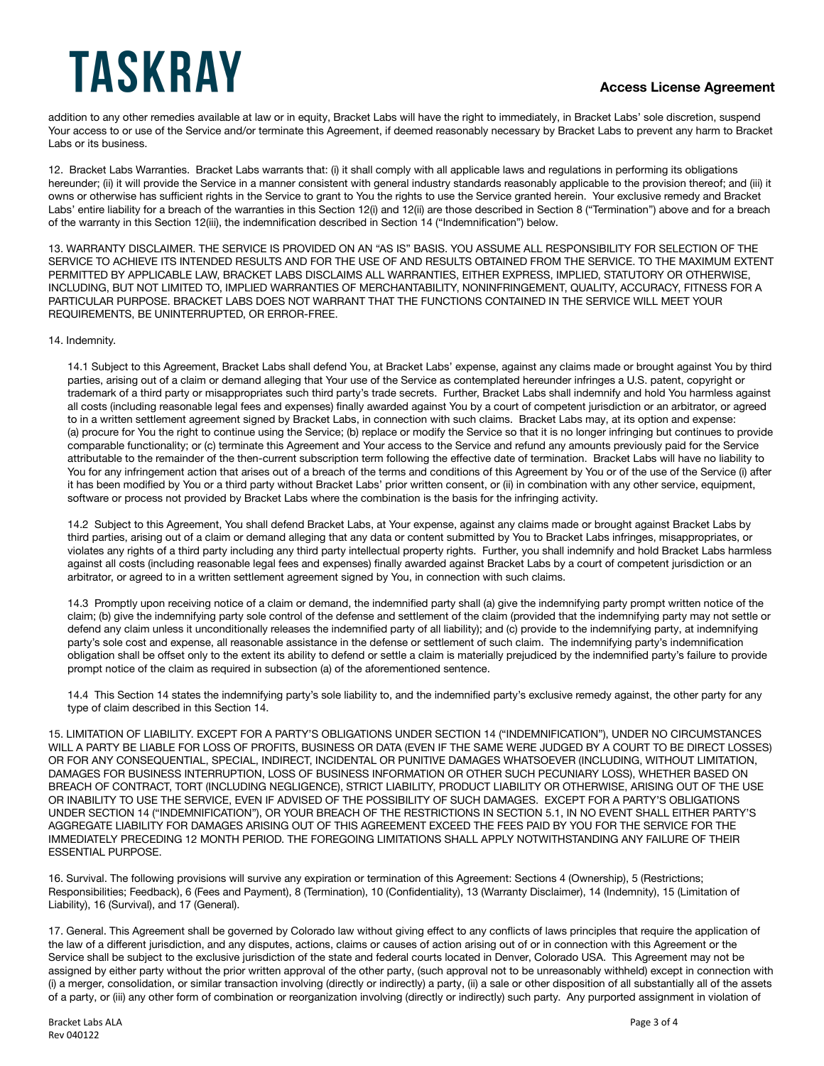addition to any other remedies available at law or in equity, Bracket Labs will have the right to immediately, in Bracket Labs' sole discretion, suspend Your access to or use of the Service and/or terminate this Agreement, if deemed reasonably necessary by Bracket Labs to prevent any harm to Bracket Labs or its business.

12. Bracket Labs Warranties. Bracket Labs warrants that: (i) it shall comply with all applicable laws and regulations in performing its obligations hereunder; (ii) it will provide the Service in a manner consistent with general industry standards reasonably applicable to the provision thereof; and (iii) it owns or otherwise has sufficient rights in the Service to grant to You the rights to use the Service granted herein. Your exclusive remedy and Bracket Labs' entire liability for a breach of the warranties in this Section 12(i) and 12(ii) are those described in Section 8 ("Termination") above and for a breach of the warranty in this Section 12(iii), the indemnification described in Section 14 ("Indemnification") below.

13. WARRANTY DISCLAIMER. THE SERVICE IS PROVIDED ON AN "AS IS" BASIS. YOU ASSUME ALL RESPONSIBILITY FOR SELECTION OF THE SERVICE TO ACHIEVE ITS INTENDED RESULTS AND FOR THE USE OF AND RESULTS OBTAINED FROM THE SERVICE. TO THE MAXIMUM EXTENT PERMITTED BY APPLICABLE LAW, BRACKET LABS DISCLAIMS ALL WARRANTIES, EITHER EXPRESS, IMPLIED, STATUTORY OR OTHERWISE, INCLUDING, BUT NOT LIMITED TO, IMPLIED WARRANTIES OF MERCHANTABILITY, NONINFRINGEMENT, QUALITY, ACCURACY, FITNESS FOR A PARTICULAR PURPOSE. BRACKET LABS DOES NOT WARRANT THAT THE FUNCTIONS CONTAINED IN THE SERVICE WILL MEET YOUR REQUIREMENTS, BE UNINTERRUPTED, OR ERROR-FREE.

14. Indemnity.

14.1 Subject to this Agreement, Bracket Labs shall defend You, at Bracket Labs' expense, against any claims made or brought against You by third parties, arising out of a claim or demand alleging that Your use of the Service as contemplated hereunder infringes a U.S. patent, copyright or trademark of a third party or misappropriates such third party's trade secrets. Further, Bracket Labs shall indemnify and hold You harmless against all costs (including reasonable legal fees and expenses) finally awarded against You by a court of competent jurisdiction or an arbitrator, or agreed to in a written settlement agreement signed by Bracket Labs, in connection with such claims. Bracket Labs may, at its option and expense: (a) procure for You the right to continue using the Service; (b) replace or modify the Service so that it is no longer infringing but continues to provide comparable functionality; or (c) terminate this Agreement and Your access to the Service and refund any amounts previously paid for the Service attributable to the remainder of the then-current subscription term following the effective date of termination. Bracket Labs will have no liability to You for any infringement action that arises out of a breach of the terms and conditions of this Agreement by You or of the use of the Service (i) after it has been modified by You or a third party without Bracket Labs' prior written consent, or (ii) in combination with any other service, equipment, software or process not provided by Bracket Labs where the combination is the basis for the infringing activity.

14.2 Subject to this Agreement, You shall defend Bracket Labs, at Your expense, against any claims made or brought against Bracket Labs by third parties, arising out of a claim or demand alleging that any data or content submitted by You to Bracket Labs infringes, misappropriates, or violates any rights of a third party including any third party intellectual property rights. Further, you shall indemnify and hold Bracket Labs harmless against all costs (including reasonable legal fees and expenses) finally awarded against Bracket Labs by a court of competent jurisdiction or an arbitrator, or agreed to in a written settlement agreement signed by You, in connection with such claims.

14.3 Promptly upon receiving notice of a claim or demand, the indemnified party shall (a) give the indemnifying party prompt written notice of the claim; (b) give the indemnifying party sole control of the defense and settlement of the claim (provided that the indemnifying party may not settle or defend any claim unless it unconditionally releases the indemnified party of all liability); and (c) provide to the indemnifying party, at indemnifying party's sole cost and expense, all reasonable assistance in the defense or settlement of such claim. The indemnifying party's indemnification obligation shall be offset only to the extent its ability to defend or settle a claim is materially prejudiced by the indemnified party's failure to provide prompt notice of the claim as required in subsection (a) of the aforementioned sentence.

14.4 This Section 14 states the indemnifying party's sole liability to, and the indemnified party's exclusive remedy against, the other party for any type of claim described in this Section 14.

15. LIMITATION OF LIABILITY. EXCEPT FOR A PARTY'S OBLIGATIONS UNDER SECTION 14 ("INDEMNIFICATION"), UNDER NO CIRCUMSTANCES WILL A PARTY BE LIABLE FOR LOSS OF PROFITS, BUSINESS OR DATA (EVEN IF THE SAME WERE JUDGED BY A COURT TO BE DIRECT LOSSES) OR FOR ANY CONSEQUENTIAL, SPECIAL, INDIRECT, INCIDENTAL OR PUNITIVE DAMAGES WHATSOEVER (INCLUDING, WITHOUT LIMITATION, DAMAGES FOR BUSINESS INTERRUPTION, LOSS OF BUSINESS INFORMATION OR OTHER SUCH PECUNIARY LOSS), WHETHER BASED ON BREACH OF CONTRACT, TORT (INCLUDING NEGLIGENCE), STRICT LIABILITY, PRODUCT LIABILITY OR OTHERWISE, ARISING OUT OF THE USE OR INABILITY TO USE THE SERVICE, EVEN IF ADVISED OF THE POSSIBILITY OF SUCH DAMAGES. EXCEPT FOR A PARTY'S OBLIGATIONS UNDER SECTION 14 ("INDEMNIFICATION"), OR YOUR BREACH OF THE RESTRICTIONS IN SECTION 5.1, IN NO EVENT SHALL EITHER PARTY'S AGGREGATE LIABILITY FOR DAMAGES ARISING OUT OF THIS AGREEMENT EXCEED THE FEES PAID BY YOU FOR THE SERVICE FOR THE IMMEDIATELY PRECEDING 12 MONTH PERIOD. THE FOREGOING LIMITATIONS SHALL APPLY NOTWITHSTANDING ANY FAILURE OF THEIR ESSENTIAL PURPOSE.

16. Survival. The following provisions will survive any expiration or termination of this Agreement: Sections 4 (Ownership), 5 (Restrictions; Responsibilities; Feedback), 6 (Fees and Payment), 8 (Termination), 10 (Confidentiality), 13 (Warranty Disclaimer), 14 (Indemnity), 15 (Limitation of Liability), 16 (Survival), and 17 (General).

17. General. This Agreement shall be governed by Colorado law without giving effect to any conflicts of laws principles that require the application of the law of a different jurisdiction, and any disputes, actions, claims or causes of action arising out of or in connection with this Agreement or the Service shall be subject to the exclusive jurisdiction of the state and federal courts located in Denver, Colorado USA. This Agreement may not be assigned by either party without the prior written approval of the other party, (such approval not to be unreasonably withheld) except in connection with (i) a merger, consolidation, or similar transaction involving (directly or indirectly) a party, (ii) a sale or other disposition of all substantially all of the assets of a party, or (iii) any other form of combination or reorganization involving (directly or indirectly) such party. Any purported assignment in violation of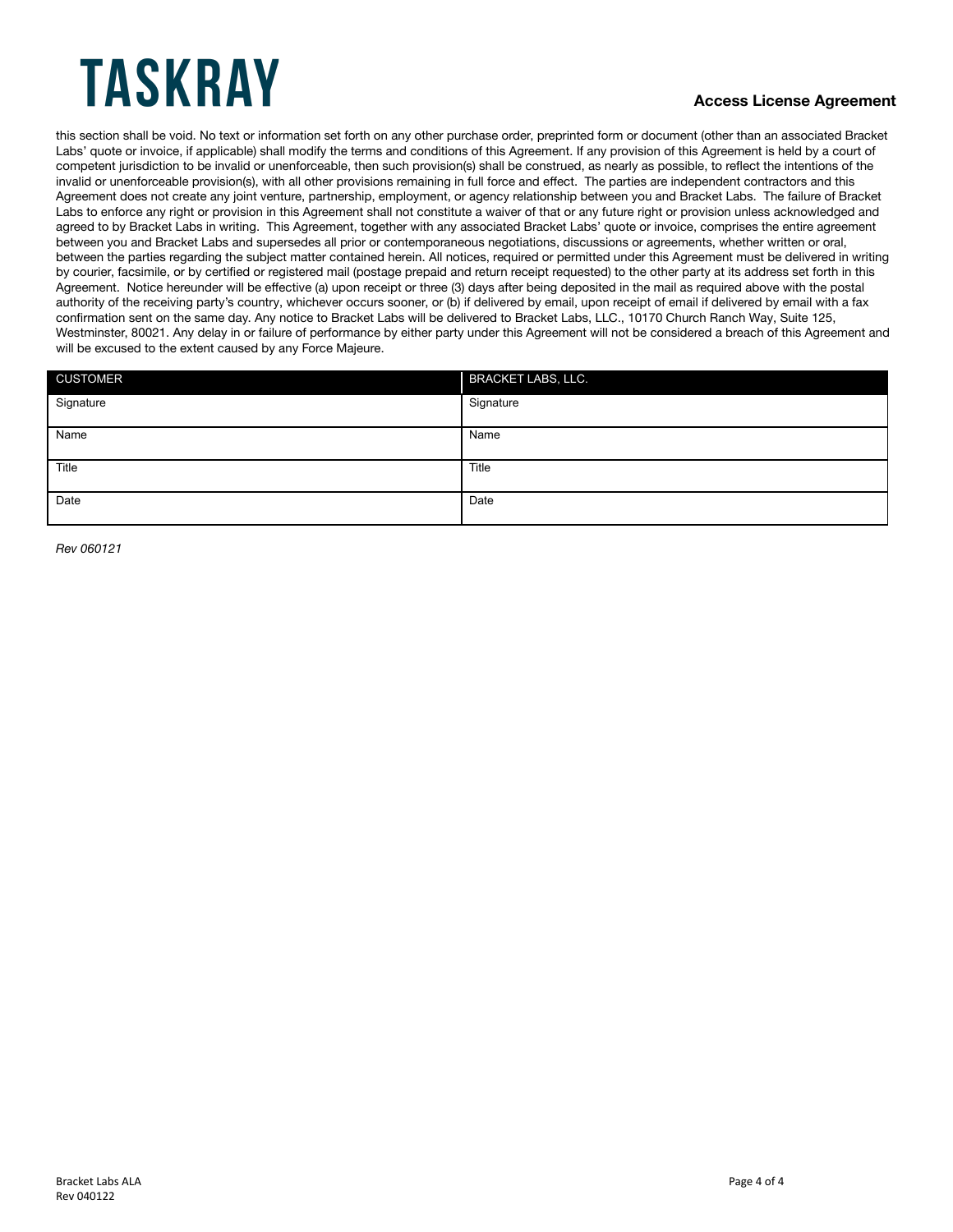this section shall be void. No text or information set forth on any other purchase order, preprinted form or document (other than an associated Bracket Labs' quote or invoice, if applicable) shall modify the terms and conditions of this Agreement. If any provision of this Agreement is held by a court of competent jurisdiction to be invalid or unenforceable, then such provision(s) shall be construed, as nearly as possible, to reflect the intentions of the invalid or unenforceable provision(s), with all other provisions remaining in full force and effect. The parties are independent contractors and this Agreement does not create any joint venture, partnership, employment, or agency relationship between you and Bracket Labs. The failure of Bracket Labs to enforce any right or provision in this Agreement shall not constitute a waiver of that or any future right or provision unless acknowledged and agreed to by Bracket Labs in writing. This Agreement, together with any associated Bracket Labs' quote or invoice, comprises the entire agreement between you and Bracket Labs and supersedes all prior or contemporaneous negotiations, discussions or agreements, whether written or oral, between the parties regarding the subject matter contained herein. All notices, required or permitted under this Agreement must be delivered in writing by courier, facsimile, or by certified or registered mail (postage prepaid and return receipt requested) to the other party at its address set forth in this Agreement. Notice hereunder will be effective (a) upon receipt or three (3) days after being deposited in the mail as required above with the postal authority of the receiving party's country, whichever occurs sooner, or (b) if delivered by email, upon receipt of email if delivered by email with a fax confirmation sent on the same day. Any notice to Bracket Labs will be delivered to Bracket Labs, LLC., 10170 Church Ranch Way, Suite 125, Westminster, 80021. Any delay in or failure of performance by either party under this Agreement will not be considered a breach of this Agreement and will be excused to the extent caused by any Force Majeure.

| CUSTOMER | BRACKET LABS, LLC. |
|---|---|
| Signature | Signature |
| Name | Name |
| Title | Title |
| Date | Date |

*Rev 060121*